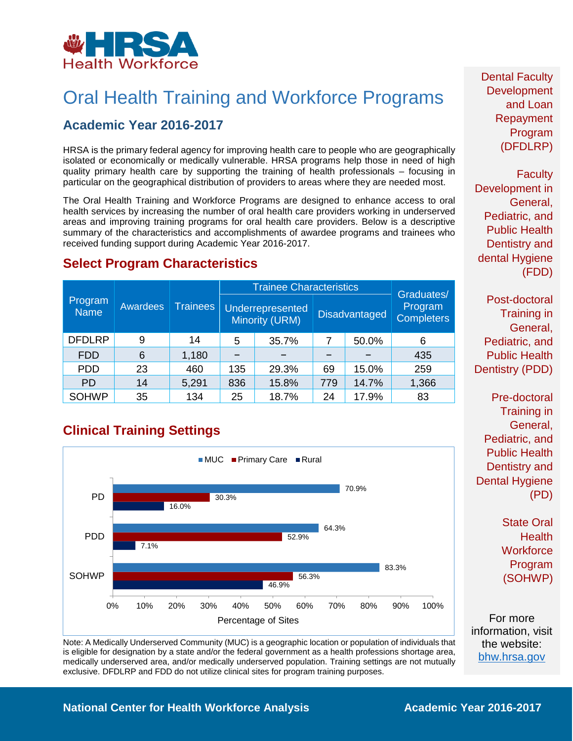HRSA Health Workforce

# Oral Health Training and Workforce Programs

## Academic Year 2016-2017

HRSA is the primary federal agency for improving health care to people who are geographically isolated or economically or medically vulnerable. HRSA programs help those in need of high quality primary health care by supporting the training of health professionals – focusing in particular on the geographical distribution of providers to areas where they are needed most.

The Oral Health Training and Workforce Programs are designed to enhance access to oral health services by increasing the number of oral health care providers working in underserved areas and improving training programs for oral health care providers. Below is a descriptive summary of the characteristics and accomplishments of awardee programs and trainees who received funding support during Academic Year 2016-2017.

## Select Program Characteristics

| Program Name | Awardees | Trainees | Trainee Characteristics | | | | Graduates/ Program Completers |
|---|---|---|---|---|---|---|---|
| | | | Underrepresented Minority (URM) | | Disadvantaged | | |
| DFDLRP | 9 | 14 | 5 | 35.7% | 7 | 50.0% | 6 |
| FDD | 6 | 1,180 | – | – | – | – | 435 |
| PDD | 23 | 460 | 135 | 29.3% | 69 | 15.0% | 259 |
| PD | 14 | 5,291 | 836 | 15.8% | 779 | 14.7% | 1,366 |
| SOHWP | 35 | 134 | 25 | 18.7% | 24 | 17.9% | 83 |

## Clinical Training Settings

MUC
Primary Care
Rural

PD
70.9%
30.3%
16.0%

PDD
64.3%
52.9%
7.1%

SOHWP
83.3%
56.3%
46.9%

0%
10%
20%
30%
40%
50%
60%
70%
80%
90%
100%

Percentage of Sites

Note: A Medically Underserved Community (MUC) is a geographic location or population of individuals that is eligible for designation by a state and/or the federal government as a health professions shortage area, medically underserved area, and/or medically underserved population. Training settings are not mutually exclusive. DFDLRP and FDD do not utilize clinical sites for program training purposes.

Dental Faculty Development and Loan Repayment Program (DFDLRP)

Faculty Development in General, Pediatric, and Public Health Dentistry and dental Hygiene (FDD)

Post-doctoral Training in General, Pediatric, and Public Health Dentistry (PDD)

Pre-doctoral Training in General, Pediatric, and Public Health Dentistry and Dental Hygiene (PD)

State Oral Health Workforce Program (SOHWP)

For more information, visit the website: bhw.hrsa.gov

National Center for Health Workforce Analysis

Academic Year 2016-2017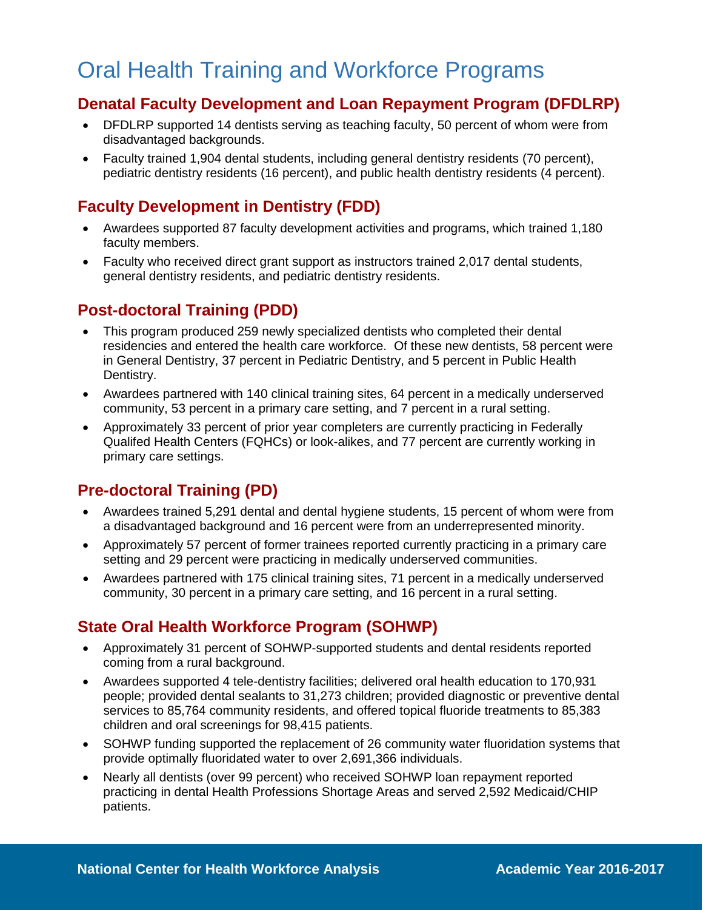# Oral Health Training and Workforce Programs

## Denatal Faculty Development and Loan Repayment Program (DFDLRP)

- DFDLRP supported 14 dentists serving as teaching faculty, 50 percent of whom were from disadvantaged backgrounds.
- Faculty trained 1,904 dental students, including general dentistry residents (70 percent), pediatric dentistry residents (16 percent), and public health dentistry residents (4 percent).

## Faculty Development in Dentistry (FDD)

- Awardees supported 87 faculty development activities and programs, which trained 1,180 faculty members.
- Faculty who received direct grant support as instructors trained 2,017 dental students, general dentistry residents, and pediatric dentistry residents.

## Post-doctoral Training (PDD)

- This program produced 259 newly specialized dentists who completed their dental residencies and entered the health care workforce. Of these new dentists, 58 percent were in General Dentistry, 37 percent in Pediatric Dentistry, and 5 percent in Public Health Dentistry.
- Awardees partnered with 140 clinical training sites, 64 percent in a medically underserved community, 53 percent in a primary care setting, and 7 percent in a rural setting.
- Approximately 33 percent of prior year completers are currently practicing in Federally Qualifed Health Centers (FQHCs) or look-alikes, and 77 percent are currently working in primary care settings.

## Pre-doctoral Training (PD)

- Awardees trained 5,291 dental and dental hygiene students, 15 percent of whom were from a disadvantaged background and 16 percent were from an underrepresented minority.
- Approximately 57 percent of former trainees reported currently practicing in a primary care setting and 29 percent were practicing in medically underserved communities.
- Awardees partnered with 175 clinical training sites, 71 percent in a medically underserved community, 30 percent in a primary care setting, and 16 percent in a rural setting.

## State Oral Health Workforce Program (SOHWP)

- Approximately 31 percent of SOHWP-supported students and dental residents reported coming from a rural background.
- Awardees supported 4 tele-dentistry facilities; delivered oral health education to 170,931 people; provided dental sealants to 31,273 children; provided diagnostic or preventive dental services to 85,764 community residents, and offered topical fluoride treatments to 85,383 children and oral screenings for 98,415 patients.
- SOHWP funding supported the replacement of 26 community water fluoridation systems that provide optimally fluoridated water to over 2,691,366 individuals.
- Nearly all dentists (over 99 percent) who received SOHWP loan repayment reported practicing in dental Health Professions Shortage Areas and served 2,592 Medicaid/CHIP patients.